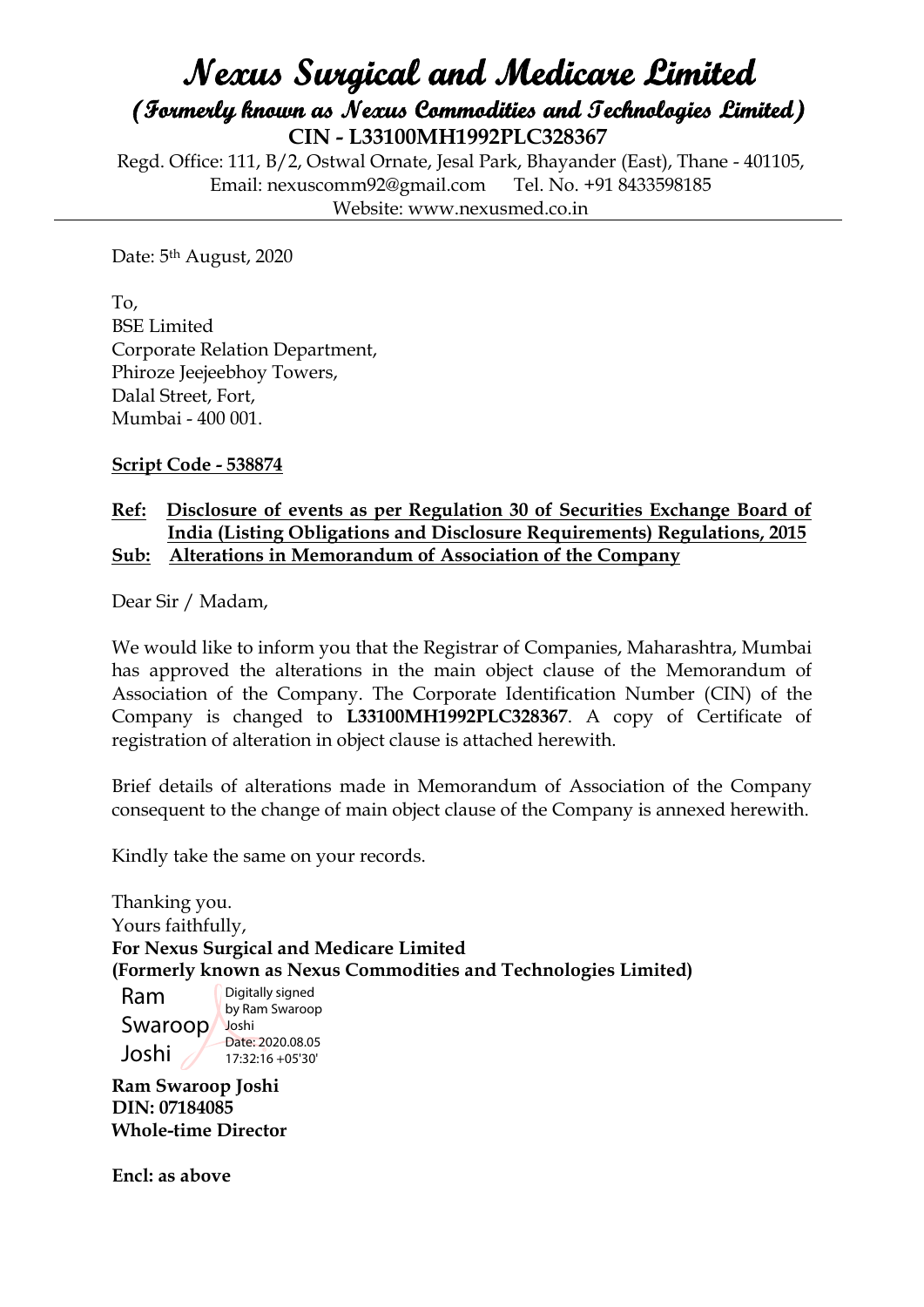# Nexus Surgical and Medicare Limited

## (Formerly known as Nexus Commodities and Technologies Limited)

**CIN - L33100MH1992PLC328367**

Regd. Office: 111, B/2, Ostwal Ornate, Jesal Park, Bhayander (East), Thane - 401105,
Email: nexuscomm92@gmail.com Tel. No. +91 8433598185
Website: www.nexusmed.co.in

---

Date: 5th August, 2020

To,
BSE Limited
Corporate Relation Department,
Phiroze Jeejeebhoy Towers,
Dalal Street, Fort,
Mumbai - 400 001.

**Script Code - 538874**

**Ref: Disclosure of events as per Regulation 30 of Securities Exchange Board of India (Listing Obligations and Disclosure Requirements) Regulations, 2015**
**Sub: Alterations in Memorandum of Association of the Company**

Dear Sir / Madam,

We would like to inform you that the Registrar of Companies, Maharashtra, Mumbai has approved the alterations in the main object clause of the Memorandum of Association of the Company. The Corporate Identification Number (CIN) of the Company is changed to **L33100MH1992PLC328367**. A copy of Certificate of registration of alteration in object clause is attached herewith.

Brief details of alterations made in Memorandum of Association of the Company consequent to the change of main object clause of the Company is annexed herewith.

Kindly take the same on your records.

Thanking you.
Yours faithfully,
**For Nexus Surgical and Medicare Limited**
**(Formerly known as Nexus Commodities and Technologies Limited)**

Ram Swaroop Joshi
Digitally signed by Ram Swaroop Joshi
Date: 2020.08.05 17:32:16 +05'30'

**Ram Swaroop Joshi**
**DIN: 07184085**
**Whole-time Director**

**Encl: as above**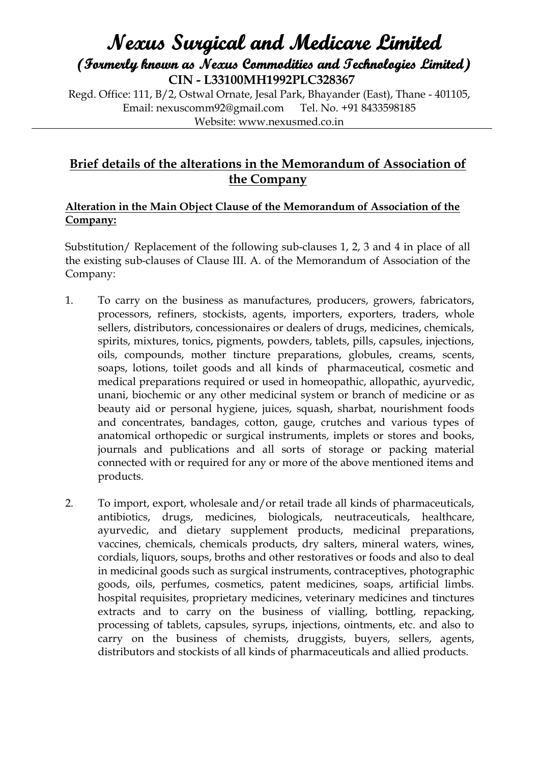# Nexus Surgical and Medicare Limited

## (Formerly known as Nexus Commodities and Technologies Limited)

**CIN - L33100MH1992PLC328367**

Regd. Office: 111, B/2, Ostwal Ornate, Jesal Park, Bhayander (East), Thane - 401105,
Email: nexuscomm92@gmail.com Tel. No. +91 8433598185
Website: www.nexusmed.co.in

---

## Brief details of the alterations in the Memorandum of Association of the Company

### Alteration in the Main Object Clause of the Memorandum of Association of the Company:

Substitution/ Replacement of the following sub-clauses 1, 2, 3 and 4 in place of all the existing sub-clauses of Clause III. A. of the Memorandum of Association of the Company:

1. To carry on the business as manufactures, producers, growers, fabricators, processors, refiners, stockists, agents, importers, exporters, traders, whole sellers, distributors, concessionaires or dealers of drugs, medicines, chemicals, spirits, mixtures, tonics, pigments, powders, tablets, pills, capsules, injections, oils, compounds, mother tincture preparations, globules, creams, scents, soaps, lotions, toilet goods and all kinds of pharmaceutical, cosmetic and medical preparations required or used in homeopathic, allopathic, ayurvedic, unani, biochemic or any other medicinal system or branch of medicine or as beauty aid or personal hygiene, juices, squash, sharbat, nourishment foods and concentrates, bandages, cotton, gauge, crutches and various types of anatomical orthopedic or surgical instruments, implets or stores and books, journals and publications and all sorts of storage or packing material connected with or required for any or more of the above mentioned items and products.

2. To import, export, wholesale and/or retail trade all kinds of pharmaceuticals, antibiotics, drugs, medicines, biologicals, neutraceuticals, healthcare, ayurvedic, and dietary supplement products, medicinal preparations, vaccines, chemicals, chemicals products, dry salters, mineral waters, wines, cordials, liquors, soups, broths and other restoratives or foods and also to deal in medicinal goods such as surgical instruments, contraceptives, photographic goods, oils, perfumes, cosmetics, patent medicines, soaps, artificial limbs. hospital requisites, proprietary medicines, veterinary medicines and tinctures extracts and to carry on the business of vialling, bottling, repacking, processing of tablets, capsules, syrups, injections, ointments, etc. and also to carry on the business of chemists, druggists, buyers, sellers, agents, distributors and stockists of all kinds of pharmaceuticals and allied products.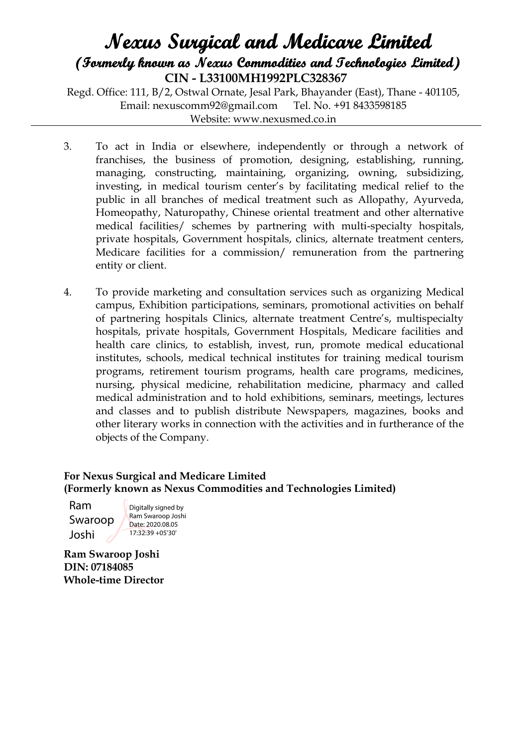# Nexus Surgical and Medicare Limited

## (Formerly known as Nexus Commodities and Technologies Limited)

**CIN - L33100MH1992PLC328367**

Regd. Office: 111, B/2, Ostwal Ornate, Jesal Park, Bhayander (East), Thane - 401105,
Email: nexuscomm92@gmail.com Tel. No. +91 8433598185
Website: www.nexusmed.co.in

---

3. To act in India or elsewhere, independently or through a network of franchises, the business of promotion, designing, establishing, running, managing, constructing, maintaining, organizing, owning, subsidizing, investing, in medical tourism center's by facilitating medical relief to the public in all branches of medical treatment such as Allopathy, Ayurveda, Homeopathy, Naturopathy, Chinese oriental treatment and other alternative medical facilities/ schemes by partnering with multi-specialty hospitals, private hospitals, Government hospitals, clinics, alternate treatment centers, Medicare facilities for a commission/ remuneration from the partnering entity or client.

4. To provide marketing and consultation services such as organizing Medical campus, Exhibition participations, seminars, promotional activities on behalf of partnering hospitals Clinics, alternate treatment Centre's, multispecialty hospitals, private hospitals, Government Hospitals, Medicare facilities and health care clinics, to establish, invest, run, promote medical educational institutes, schools, medical technical institutes for training medical tourism programs, retirement tourism programs, health care programs, medicines, nursing, physical medicine, rehabilitation medicine, pharmacy and called medical administration and to hold exhibitions, seminars, meetings, lectures and classes and to publish distribute Newspapers, magazines, books and other literary works in connection with the activities and in furtherance of the objects of the Company.

**For Nexus Surgical and Medicare Limited**
**(Formerly known as Nexus Commodities and Technologies Limited)**

Ram Swaroop Joshi — Digitally signed by Ram Swaroop Joshi Date: 2020.08.05 17:32:39 +05'30'

**Ram Swaroop Joshi**
**DIN: 07184085**
**Whole-time Director**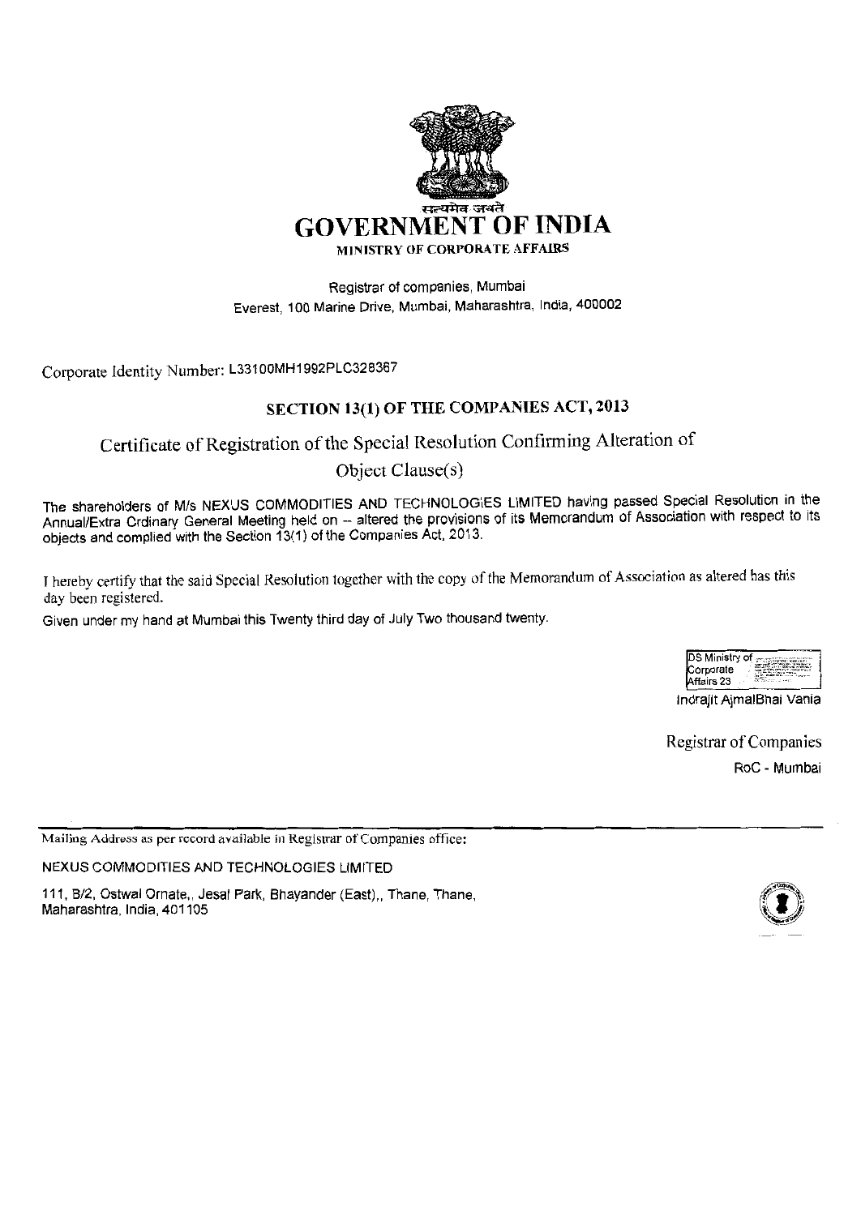सत्यमेव जयते

# GOVERNMENT OF INDIA

MINISTRY OF CORPORATE AFFAIRS

Registrar of companies, Mumbai
Everest, 100 Marine Drive, Mumbai, Maharashtra, India, 400002

Corporate Identity Number: L33100MH1992PLC328367

## SECTION 13(1) OF THE COMPANIES ACT, 2013

## Certificate of Registration of the Special Resolution Confirming Alteration of Object Clause(s)

The shareholders of M/s NEXUS COMMODITIES AND TECHNOLOGIES LIMITED having passed Special Resolution in the Annual/Extra Ordinary General Meeting held on -- altered the provisions of its Memorandum of Association with respect to its objects and complied with the Section 13(1) of the Companies Act, 2013.

I hereby certify that the said Special Resolution together with the copy of the Memorandum of Association as altered has this day been registered.

Given under my hand at Mumbai this Twenty third day of July Two thousand twenty.

DS Ministry of Corporate Affairs 23

Indrajit AjmalBhai Vania

Registrar of Companies

RoC - Mumbai

Mailing Address as per record available in Registrar of Companies office:

NEXUS COMMODITIES AND TECHNOLOGIES LIMITED

111, B/2, Ostwal Ornate,, Jesal Park, Bhayander (East),, Thane, Thane, Maharashtra, India, 401105